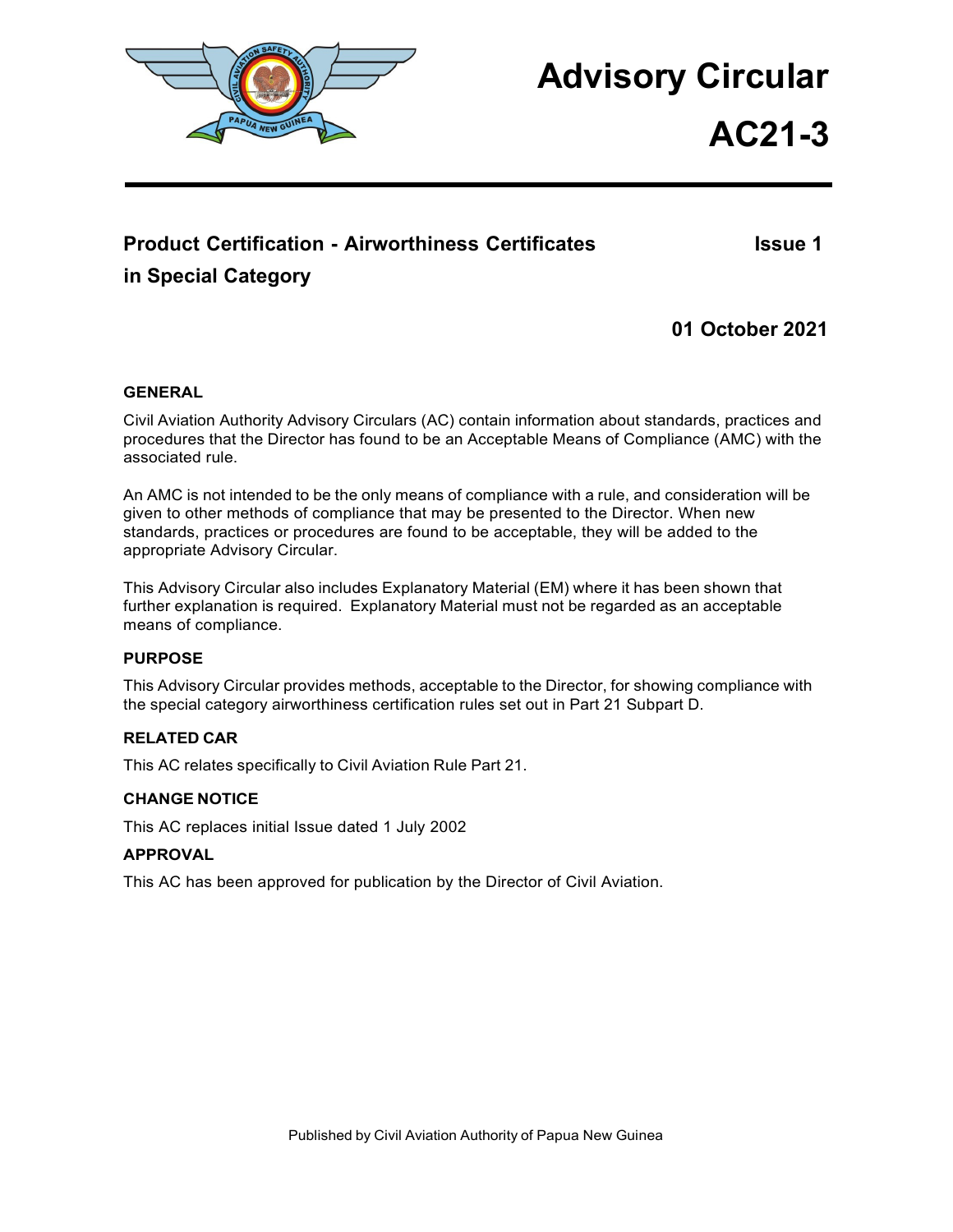# Advisory Circular

# AC21-3

## Product Certification - Airworthiness Certificates in Special Category

**Issue 1**

**01 October 2021**

### GENERAL

Civil Aviation Authority Advisory Circulars (AC) contain information about standards, practices and procedures that the Director has found to be an Acceptable Means of Compliance (AMC) with the associated rule.

An AMC is not intended to be the only means of compliance with a rule, and consideration will be given to other methods of compliance that may be presented to the Director. When new standards, practices or procedures are found to be acceptable, they will be added to the appropriate Advisory Circular.

This Advisory Circular also includes Explanatory Material (EM) where it has been shown that further explanation is required. Explanatory Material must not be regarded as an acceptable means of compliance.

### PURPOSE

This Advisory Circular provides methods, acceptable to the Director, for showing compliance with the special category airworthiness certification rules set out in Part 21 Subpart D.

### RELATED CAR

This AC relates specifically to Civil Aviation Rule Part 21.

### CHANGE NOTICE

This AC replaces initial Issue dated 1 July 2002

### APPROVAL

This AC has been approved for publication by the Director of Civil Aviation.

Published by Civil Aviation Authority of Papua New Guinea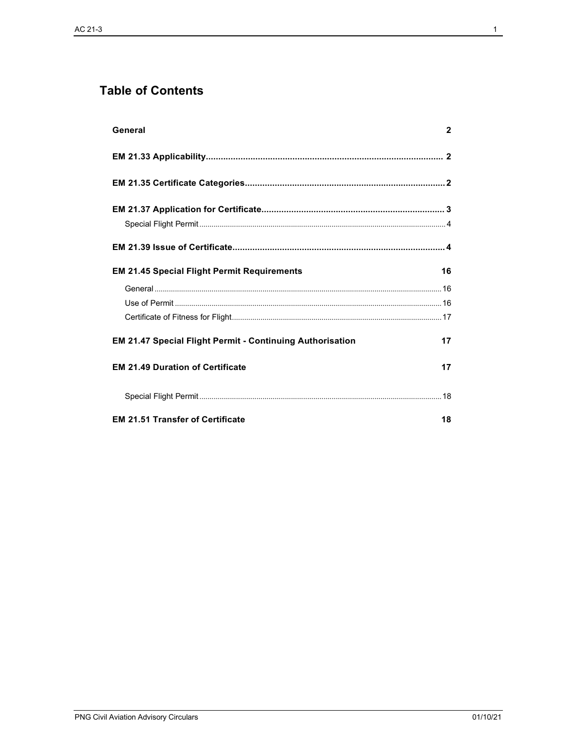# Table of Contents

**General** 2

**EM 21.33 Applicability** 2

**EM 21.35 Certificate Categories** 2

**EM 21.37 Application for Certificate** 3

- Special Flight Permit 4

**EM 21.39 Issue of Certificate** 4

**EM 21.45 Special Flight Permit Requirements** 16

- General 16
- Use of Permit 16
- Certificate of Fitness for Flight 17

**EM 21.47 Special Flight Permit - Continuing Authorisation** 17

**EM 21.49 Duration of Certificate** 17

- Special Flight Permit 18

**EM 21.51 Transfer of Certificate** 18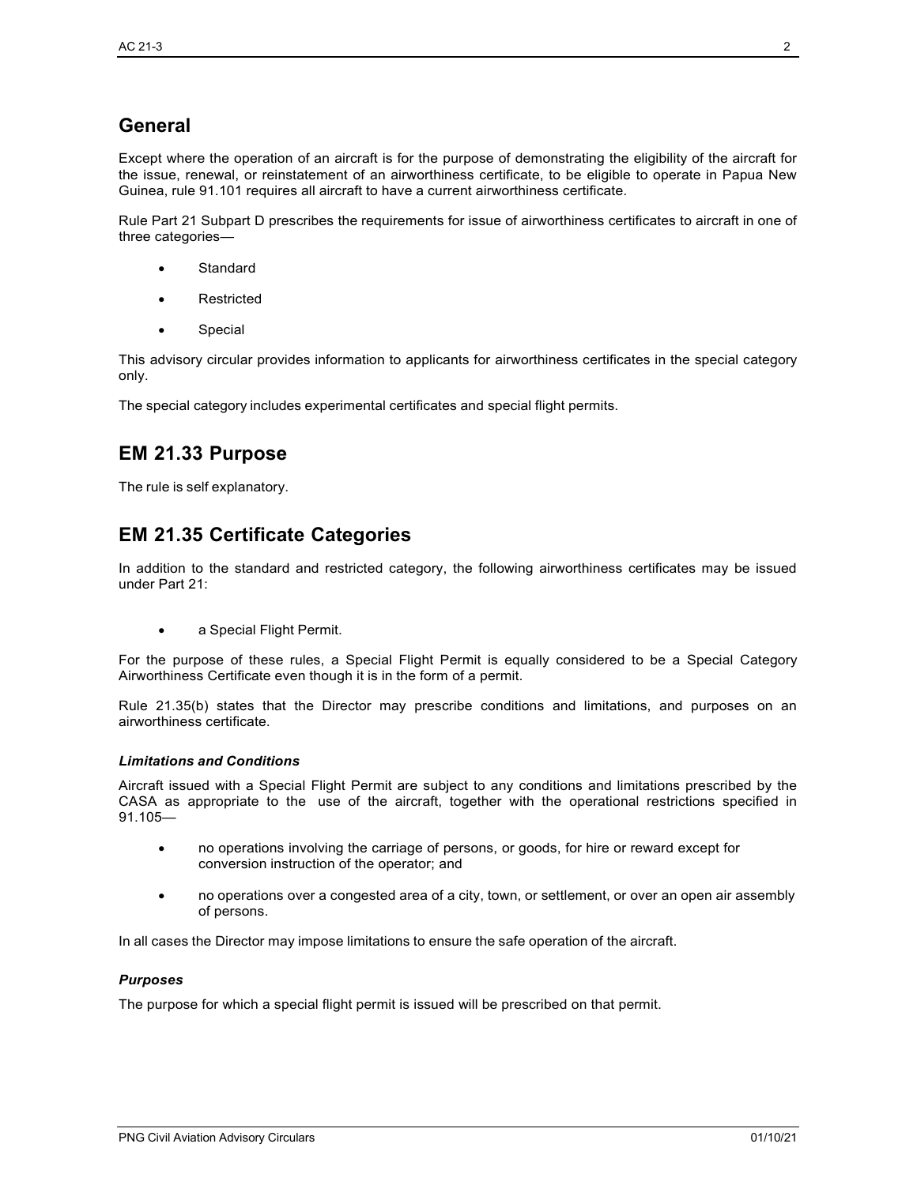## General

Except where the operation of an aircraft is for the purpose of demonstrating the eligibility of the aircraft for the issue, renewal, or reinstatement of an airworthiness certificate, to be eligible to operate in Papua New Guinea, rule 91.101 requires all aircraft to have a current airworthiness certificate.

Rule Part 21 Subpart D prescribes the requirements for issue of airworthiness certificates to aircraft in one of three categories—

- Standard
- Restricted
- Special

This advisory circular provides information to applicants for airworthiness certificates in the special category only.

The special category includes experimental certificates and special flight permits.

## EM 21.33 Purpose

The rule is self explanatory.

## EM 21.35 Certificate Categories

In addition to the standard and restricted category, the following airworthiness certificates may be issued under Part 21:

- a Special Flight Permit.

For the purpose of these rules, a Special Flight Permit is equally considered to be a Special Category Airworthiness Certificate even though it is in the form of a permit.

Rule 21.35(b) states that the Director may prescribe conditions and limitations, and purposes on an airworthiness certificate.

#### *Limitations and Conditions*

Aircraft issued with a Special Flight Permit are subject to any conditions and limitations prescribed by the CASA as appropriate to the use of the aircraft, together with the operational restrictions specified in 91.105—

- no operations involving the carriage of persons, or goods, for hire or reward except for conversion instruction of the operator; and
- no operations over a congested area of a city, town, or settlement, or over an open air assembly of persons.

In all cases the Director may impose limitations to ensure the safe operation of the aircraft.

#### *Purposes*

The purpose for which a special flight permit is issued will be prescribed on that permit.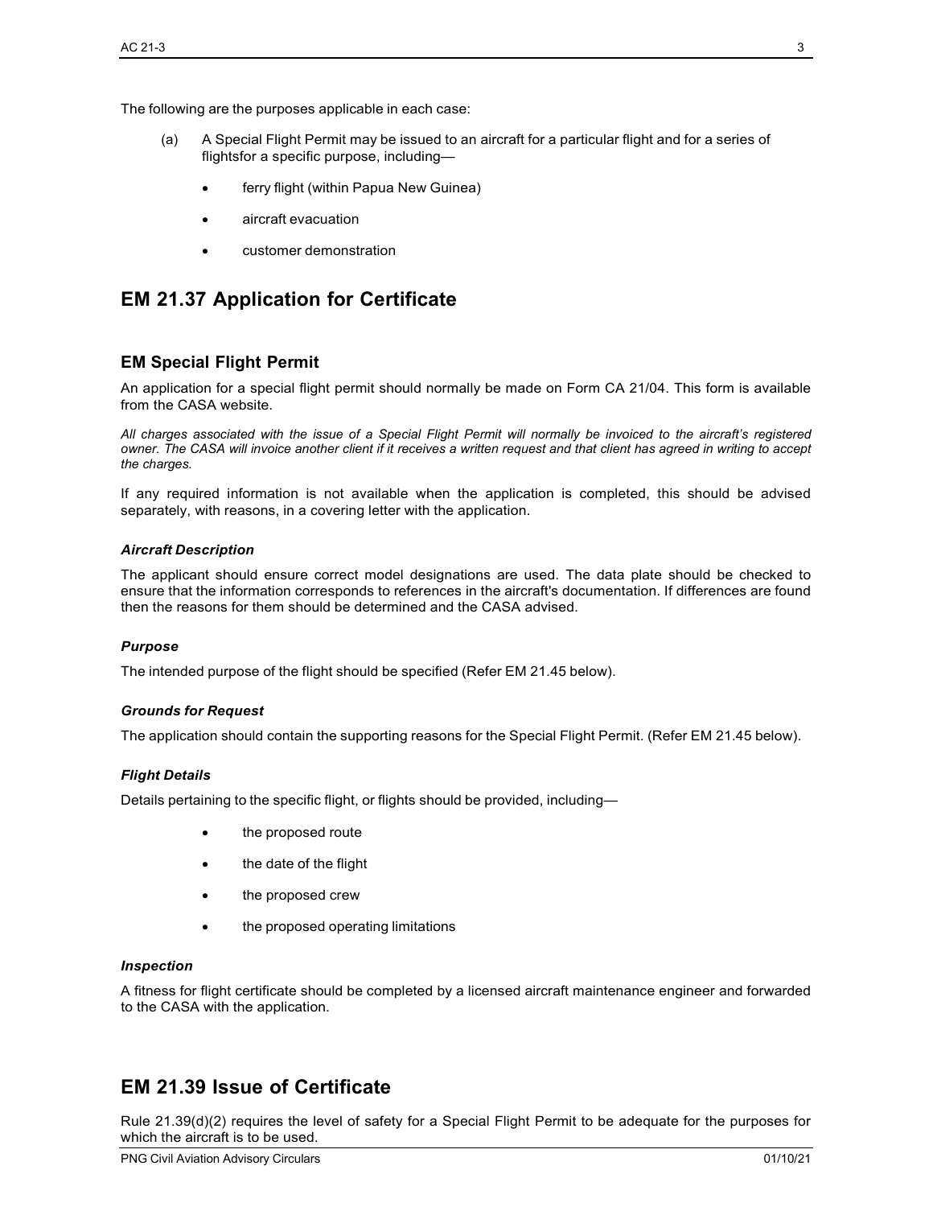The following are the purposes applicable in each case:

(a) A Special Flight Permit may be issued to an aircraft for a particular flight and for a series of flightsfor a specific purpose, including—

- ferry flight (within Papua New Guinea)
- aircraft evacuation
- customer demonstration

## EM 21.37 Application for Certificate

### EM Special Flight Permit

An application for a special flight permit should normally be made on Form CA 21/04. This form is available from the CASA website.

*All charges associated with the issue of a Special Flight Permit will normally be invoiced to the aircraft's registered owner. The CASA will invoice another client if it receives a written request and that client has agreed in writing to accept the charges.*

If any required information is not available when the application is completed, this should be advised separately, with reasons, in a covering letter with the application.

#### *Aircraft Description*

The applicant should ensure correct model designations are used. The data plate should be checked to ensure that the information corresponds to references in the aircraft's documentation. If differences are found then the reasons for them should be determined and the CASA advised.

#### *Purpose*

The intended purpose of the flight should be specified (Refer EM 21.45 below).

#### *Grounds for Request*

The application should contain the supporting reasons for the Special Flight Permit. (Refer EM 21.45 below).

#### *Flight Details*

Details pertaining to the specific flight, or flights should be provided, including—

- the proposed route
- the date of the flight
- the proposed crew
- the proposed operating limitations

#### *Inspection*

A fitness for flight certificate should be completed by a licensed aircraft maintenance engineer and forwarded to the CASA with the application.

## EM 21.39 Issue of Certificate

Rule 21.39(d)(2) requires the level of safety for a Special Flight Permit to be adequate for the purposes for which the aircraft is to be used.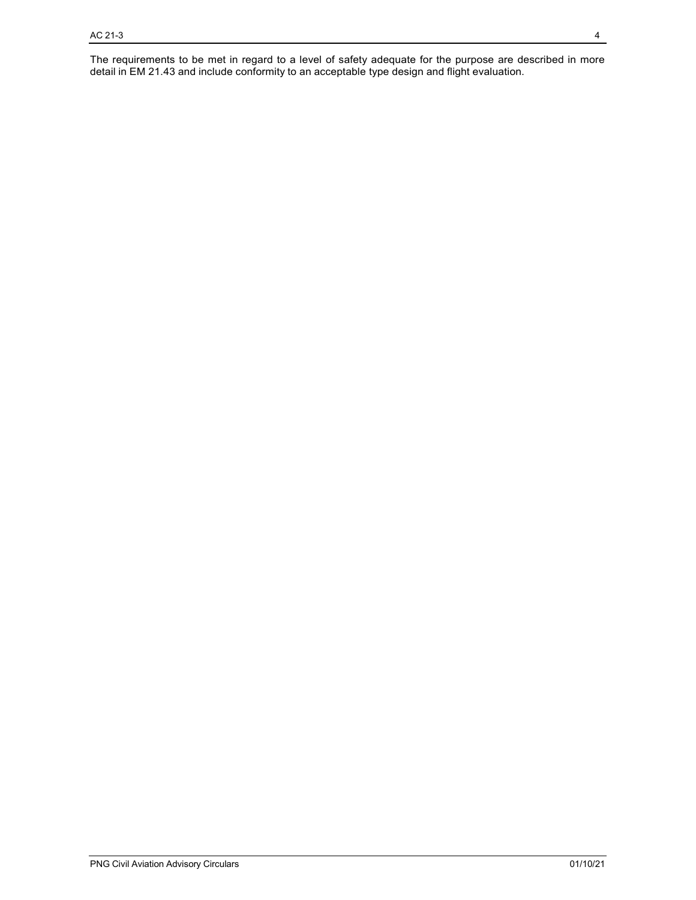The requirements to be met in regard to a level of safety adequate for the purpose are described in more detail in EM 21.43 and include conformity to an acceptable type design and flight evaluation.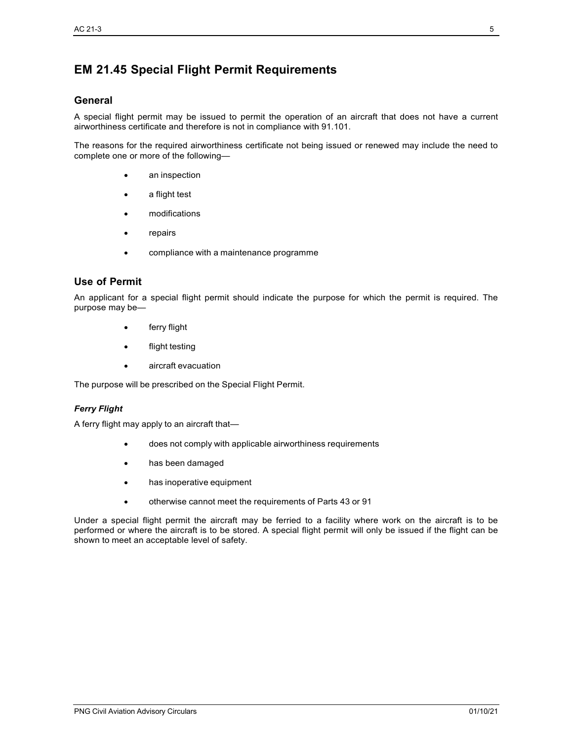# EM 21.45 Special Flight Permit Requirements

## General

A special flight permit may be issued to permit the operation of an aircraft that does not have a current airworthiness certificate and therefore is not in compliance with 91.101.

The reasons for the required airworthiness certificate not being issued or renewed may include the need to complete one or more of the following—

- an inspection
- a flight test
- modifications
- repairs
- compliance with a maintenance programme

## Use of Permit

An applicant for a special flight permit should indicate the purpose for which the permit is required. The purpose may be—

- ferry flight
- flight testing
- aircraft evacuation

The purpose will be prescribed on the Special Flight Permit.

### *Ferry Flight*

A ferry flight may apply to an aircraft that—

- does not comply with applicable airworthiness requirements
- has been damaged
- has inoperative equipment
- otherwise cannot meet the requirements of Parts 43 or 91

Under a special flight permit the aircraft may be ferried to a facility where work on the aircraft is to be performed or where the aircraft is to be stored. A special flight permit will only be issued if the flight can be shown to meet an acceptable level of safety.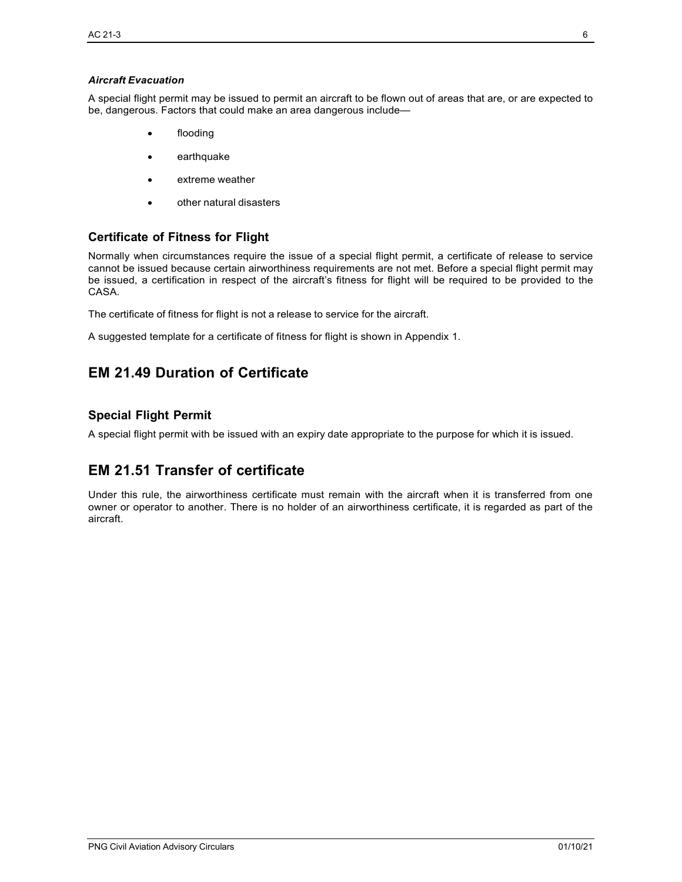***Aircraft Evacuation***

A special flight permit may be issued to permit an aircraft to be flown out of areas that are, or are expected to be, dangerous. Factors that could make an area dangerous include—

- flooding
- earthquake
- extreme weather
- other natural disasters

### Certificate of Fitness for Flight

Normally when circumstances require the issue of a special flight permit, a certificate of release to service cannot be issued because certain airworthiness requirements are not met. Before a special flight permit may be issued, a certification in respect of the aircraft's fitness for flight will be required to be provided to the CASA.

The certificate of fitness for flight is not a release to service for the aircraft.

A suggested template for a certificate of fitness for flight is shown in Appendix 1.

## EM 21.49 Duration of Certificate

### Special Flight Permit

A special flight permit with be issued with an expiry date appropriate to the purpose for which it is issued.

## EM 21.51 Transfer of certificate

Under this rule, the airworthiness certificate must remain with the aircraft when it is transferred from one owner or operator to another. There is no holder of an airworthiness certificate, it is regarded as part of the aircraft.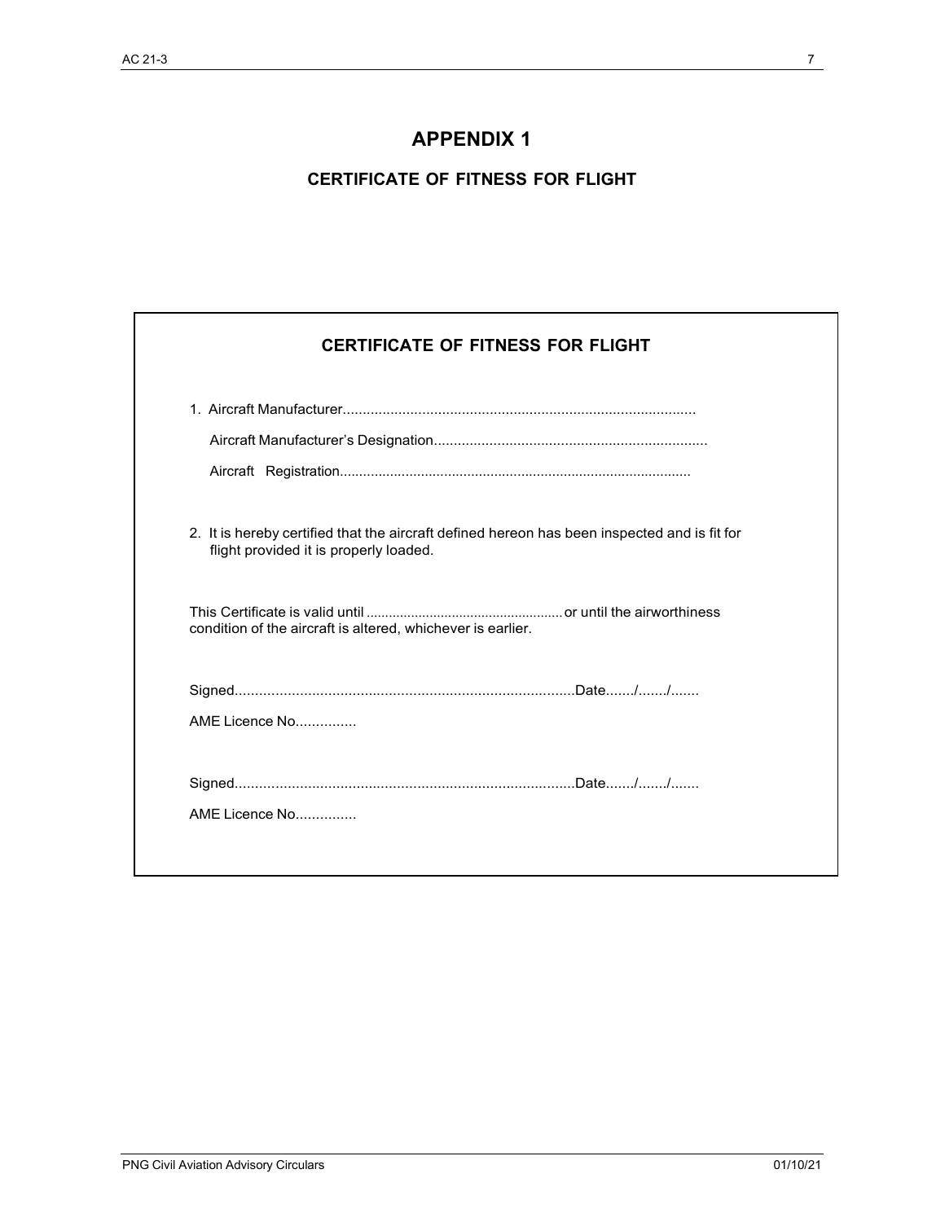# APPENDIX 1

## CERTIFICATE OF FITNESS FOR FLIGHT

### CERTIFICATE OF FITNESS FOR FLIGHT

1. Aircraft Manufacturer........................................................................................

   Aircraft Manufacturer's Designation....................................................................

   Aircraft Registration..........................................................................................

2. It is hereby certified that the aircraft defined hereon has been inspected and is fit for flight provided it is properly loaded.

This Certificate is valid until ....................................................... or until the airworthiness condition of the aircraft is altered, whichever is earlier.

Signed....................................................................................Date......./......./.......

AME Licence No...............

Signed....................................................................................Date......./......./.......

AME Licence No...............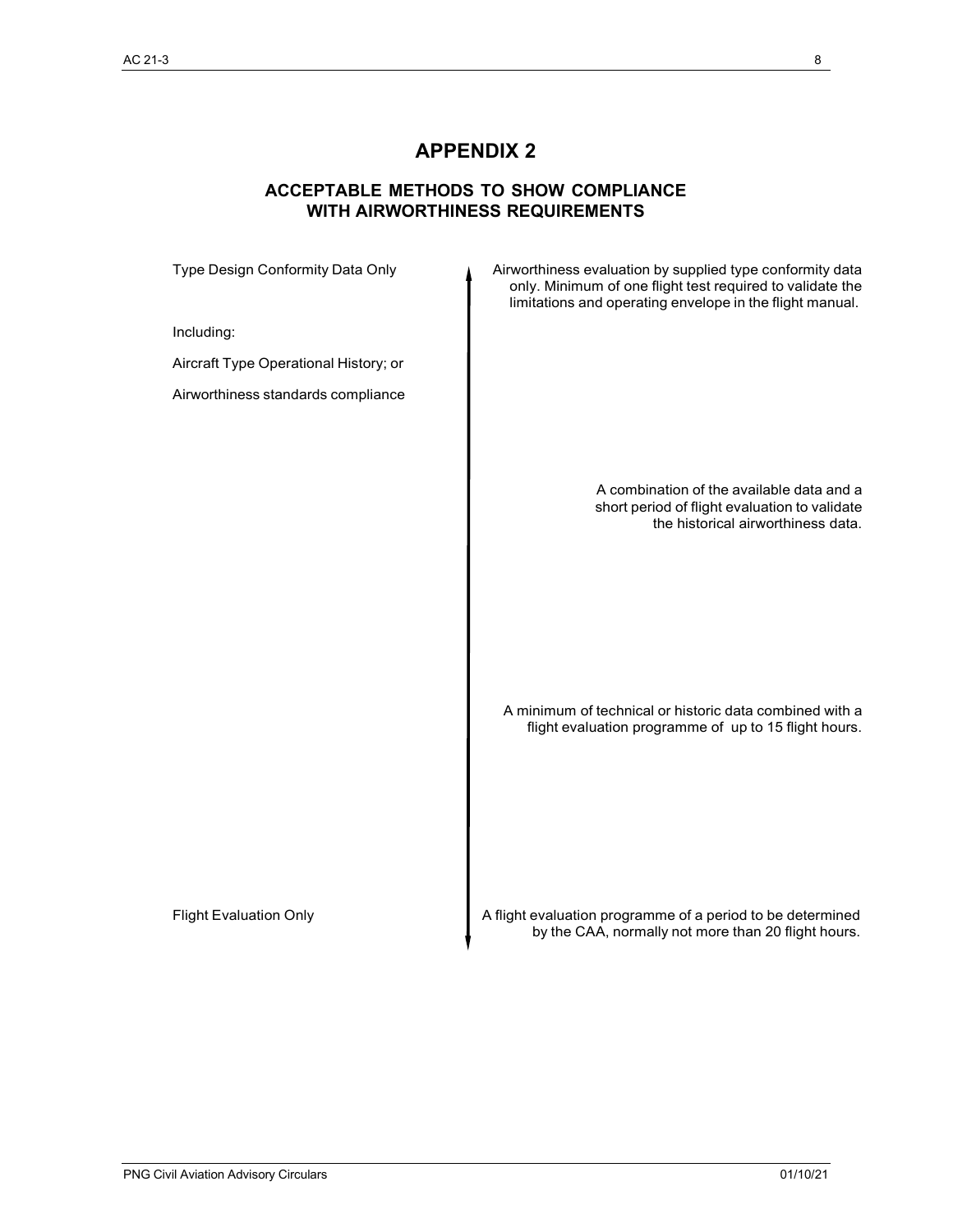# APPENDIX 2

## ACCEPTABLE METHODS TO SHOW COMPLIANCE WITH AIRWORTHINESS REQUIREMENTS

Type Design Conformity Data Only

Airworthiness evaluation by supplied type conformity data only. Minimum of one flight test required to validate the limitations and operating envelope in the flight manual.

Including:

Aircraft Type Operational History; or

Airworthiness standards compliance

A combination of the available data and a short period of flight evaluation to validate the historical airworthiness data.

A minimum of technical or historic data combined with a flight evaluation programme of up to 15 flight hours.

Flight Evaluation Only

A flight evaluation programme of a period to be determined by the CAA, normally not more than 20 flight hours.